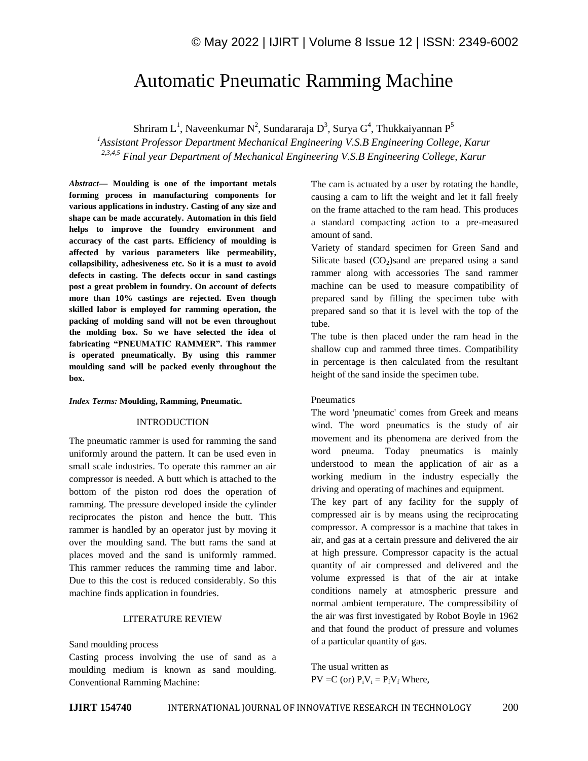# Automatic Pneumatic Ramming Machine

Shriram L[1], Naveenkumar N[2], Sundararaja D[3], Surya G[4], Thukkaiyannan P[5]

[1]*Assistant Professor Department Mechanical Engineering V.S.B Engineering College, Karur*

[2,3,4,5] *Final year Department of Mechanical Engineering V.S.B Engineering College, Karur*

***Abstract*— Moulding is one of the important metals forming process in manufacturing components for various applications in industry. Casting of any size and shape can be made accurately. Automation in this field helps to improve the foundry environment and accuracy of the cast parts. Efficiency of moulding is affected by various parameters like permeability, collapsibility, adhesiveness etc. So it is a must to avoid defects in casting. The defects occur in sand castings post a great problem in foundry. On account of defects more than 10% castings are rejected. Even though skilled labor is employed for ramming operation, the packing of molding sand will not be even throughout the molding box. So we have selected the idea of fabricating "PNEUMATIC RAMMER". This rammer is operated pneumatically. By using this rammer moulding sand will be packed evenly throughout the box.**

***Index Terms:* Moulding, Ramming, Pneumatic.**

## INTRODUCTION

The pneumatic rammer is used for ramming the sand uniformly around the pattern. It can be used even in small scale industries. To operate this rammer an air compressor is needed. A butt which is attached to the bottom of the piston rod does the operation of ramming. The pressure developed inside the cylinder reciprocates the piston and hence the butt. This rammer is handled by an operator just by moving it over the moulding sand. The butt rams the sand at places moved and the sand is uniformly rammed. This rammer reduces the ramming time and labor. Due to this the cost is reduced considerably. So this machine finds application in foundries.

## LITERATURE REVIEW

### Sand moulding process

Casting process involving the use of sand as a moulding medium is known as sand moulding. Conventional Ramming Machine:

The cam is actuated by a user by rotating the handle, causing a cam to lift the weight and let it fall freely on the frame attached to the ram head. This produces a standard compacting action to a pre-measured amount of sand.

Variety of standard specimen for Green Sand and Silicate based ($CO_2$)sand are prepared using a sand rammer along with accessories The sand rammer machine can be used to measure compatibility of prepared sand by filling the specimen tube with prepared sand so that it is level with the top of the tube.

The tube is then placed under the ram head in the shallow cup and rammed three times. Compatibility in percentage is then calculated from the resultant height of the sand inside the specimen tube.

### Pneumatics

The word 'pneumatic' comes from Greek and means wind. The word pneumatics is the study of air movement and its phenomena are derived from the word pneuma. Today pneumatics is mainly understood to mean the application of air as a working medium in the industry especially the driving and operating of machines and equipment.

The key part of any facility for the supply of compressed air is by means using the reciprocating compressor. A compressor is a machine that takes in air, and gas at a certain pressure and delivered the air at high pressure. Compressor capacity is the actual quantity of air compressed and delivered and the volume expressed is that of the air at intake conditions namely at atmospheric pressure and normal ambient temperature. The compressibility of the air was first investigated by Robot Boyle in 1962 and that found the product of pressure and volumes of a particular quantity of gas.

The usual written as

$PV = C$ (or) $P_iV_i = P_fV_f$ Where,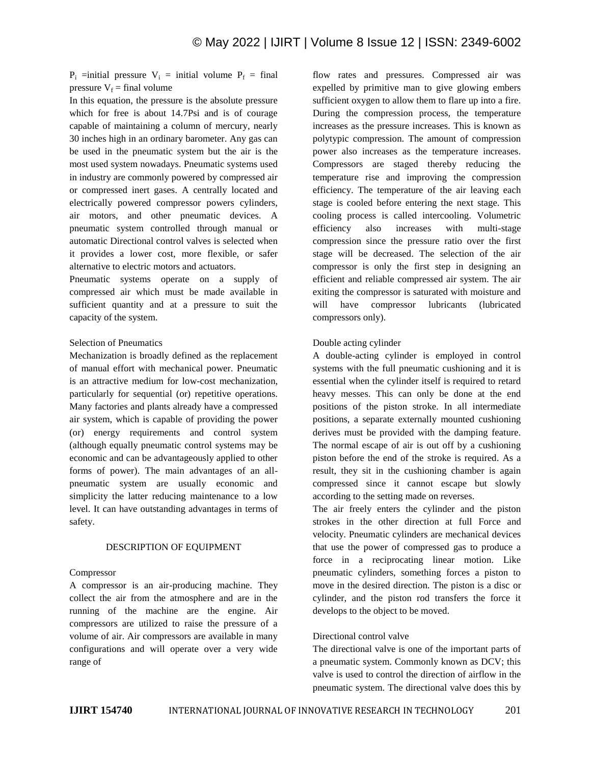$P_i$ =initial pressure $V_i$ = initial volume $P_f$ = final pressure $V_f$ = final volume

In this equation, the pressure is the absolute pressure which for free is about 14.7Psi and is of courage capable of maintaining a column of mercury, nearly 30 inches high in an ordinary barometer. Any gas can be used in the pneumatic system but the air is the most used system nowadays. Pneumatic systems used in industry are commonly powered by compressed air or compressed inert gases. A centrally located and electrically powered compressor powers cylinders, air motors, and other pneumatic devices. A pneumatic system controlled through manual or automatic Directional control valves is selected when it provides a lower cost, more flexible, or safer alternative to electric motors and actuators.

Pneumatic systems operate on a supply of compressed air which must be made available in sufficient quantity and at a pressure to suit the capacity of the system.

Selection of Pneumatics

Mechanization is broadly defined as the replacement of manual effort with mechanical power. Pneumatic is an attractive medium for low-cost mechanization, particularly for sequential (or) repetitive operations. Many factories and plants already have a compressed air system, which is capable of providing the power (or) energy requirements and control system (although equally pneumatic control systems may be economic and can be advantageously applied to other forms of power). The main advantages of an all-pneumatic system are usually economic and simplicity the latter reducing maintenance to a low level. It can have outstanding advantages in terms of safety.

## DESCRIPTION OF EQUIPMENT

Compressor

A compressor is an air-producing machine. They collect the air from the atmosphere and are in the running of the machine are the engine. Air compressors are utilized to raise the pressure of a volume of air. Air compressors are available in many configurations and will operate over a very wide range of flow rates and pressures. Compressed air was expelled by primitive man to give glowing embers sufficient oxygen to allow them to flare up into a fire. During the compression process, the temperature increases as the pressure increases. This is known as polytypic compression. The amount of compression power also increases as the temperature increases. Compressors are staged thereby reducing the temperature rise and improving the compression efficiency. The temperature of the air leaving each stage is cooled before entering the next stage. This cooling process is called intercooling. Volumetric efficiency also increases with multi-stage compression since the pressure ratio over the first stage will be decreased. The selection of the air compressor is only the first step in designing an efficient and reliable compressed air system. The air exiting the compressor is saturated with moisture and will have compressor lubricants (lubricated compressors only).

Double acting cylinder

A double-acting cylinder is employed in control systems with the full pneumatic cushioning and it is essential when the cylinder itself is required to retard heavy messes. This can only be done at the end positions of the piston stroke. In all intermediate positions, a separate externally mounted cushioning derives must be provided with the damping feature. The normal escape of air is out off by a cushioning piston before the end of the stroke is required. As a result, they sit in the cushioning chamber is again compressed since it cannot escape but slowly according to the setting made on reverses.

The air freely enters the cylinder and the piston strokes in the other direction at full Force and velocity. Pneumatic cylinders are mechanical devices that use the power of compressed gas to produce a force in a reciprocating linear motion. Like pneumatic cylinders, something forces a piston to move in the desired direction. The piston is a disc or cylinder, and the piston rod transfers the force it develops to the object to be moved.

Directional control valve

The directional valve is one of the important parts of a pneumatic system. Commonly known as DCV; this valve is used to control the direction of airflow in the pneumatic system. The directional valve does this by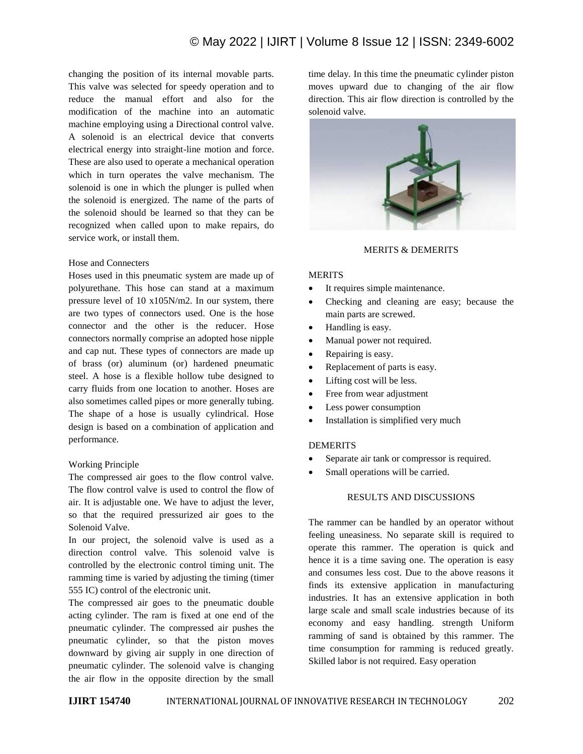changing the position of its internal movable parts. This valve was selected for speedy operation and to reduce the manual effort and also for the modification of the machine into an automatic machine employing using a Directional control valve. A solenoid is an electrical device that converts electrical energy into straight-line motion and force. These are also used to operate a mechanical operation which in turn operates the valve mechanism. The solenoid is one in which the plunger is pulled when the solenoid is energized. The name of the parts of the solenoid should be learned so that they can be recognized when called upon to make repairs, do service work, or install them.

### Hose and Connecters

Hoses used in this pneumatic system are made up of polyurethane. This hose can stand at a maximum pressure level of 10 x105N/m2. In our system, there are two types of connectors used. One is the hose connector and the other is the reducer. Hose connectors normally comprise an adopted hose nipple and cap nut. These types of connectors are made up of brass (or) aluminum (or) hardened pneumatic steel. A hose is a flexible hollow tube designed to carry fluids from one location to another. Hoses are also sometimes called pipes or more generally tubing. The shape of a hose is usually cylindrical. Hose design is based on a combination of application and performance.

### Working Principle

The compressed air goes to the flow control valve. The flow control valve is used to control the flow of air. It is adjustable one. We have to adjust the lever, so that the required pressurized air goes to the Solenoid Valve.

In our project, the solenoid valve is used as a direction control valve. This solenoid valve is controlled by the electronic control timing unit. The ramming time is varied by adjusting the timing (timer 555 IC) control of the electronic unit.

The compressed air goes to the pneumatic double acting cylinder. The ram is fixed at one end of the pneumatic cylinder. The compressed air pushes the pneumatic cylinder, so that the piston moves downward by giving air supply in one direction of pneumatic cylinder. The solenoid valve is changing the air flow in the opposite direction by the small time delay. In this time the pneumatic cylinder piston moves upward due to changing of the air flow direction. This air flow direction is controlled by the solenoid valve.

## MERITS & DEMERITS

### MERITS

- It requires simple maintenance.
- Checking and cleaning are easy; because the main parts are screwed.
- Handling is easy.
- Manual power not required.
- Repairing is easy.
- Replacement of parts is easy.
- Lifting cost will be less.
- Free from wear adjustment
- Less power consumption
- Installation is simplified very much

### DEMERITS

- Separate air tank or compressor is required.
- Small operations will be carried.

## RESULTS AND DISCUSSIONS

The rammer can be handled by an operator without feeling uneasiness. No separate skill is required to operate this rammer. The operation is quick and hence it is a time saving one. The operation is easy and consumes less cost. Due to the above reasons it finds its extensive application in manufacturing industries. It has an extensive application in both large scale and small scale industries because of its economy and easy handling. strength Uniform ramming of sand is obtained by this rammer. The time consumption for ramming is reduced greatly. Skilled labor is not required. Easy operation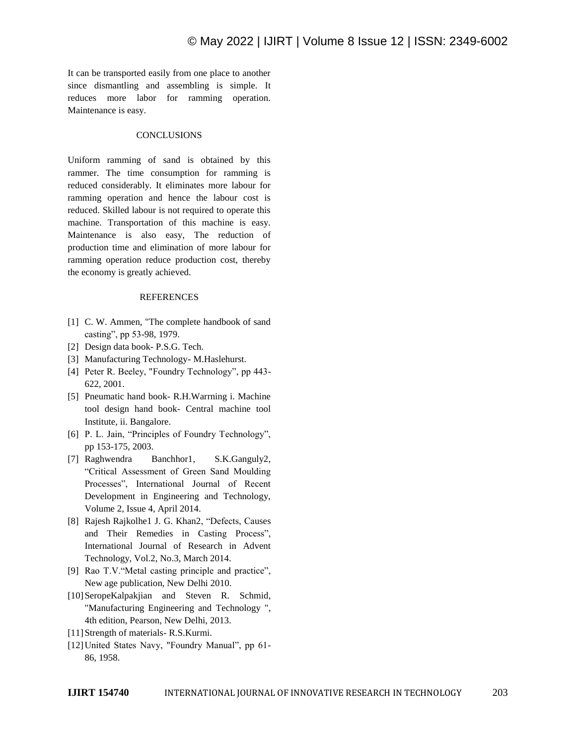It can be transported easily from one place to another since dismantling and assembling is simple. It reduces more labor for ramming operation. Maintenance is easy.

## CONCLUSIONS

Uniform ramming of sand is obtained by this rammer. The time consumption for ramming is reduced considerably. It eliminates more labour for ramming operation and hence the labour cost is reduced. Skilled labour is not required to operate this machine. Transportation of this machine is easy. Maintenance is also easy, The reduction of production time and elimination of more labour for ramming operation reduce production cost, thereby the economy is greatly achieved.

## REFERENCES

[1] C. W. Ammen, "The complete handbook of sand casting", pp 53-98, 1979.

[2] Design data book- P.S.G. Tech.

[3] Manufacturing Technology- M.Haslehurst.

[4] Peter R. Beeley, "Foundry Technology", pp 443-622, 2001.

[5] Pneumatic hand book- R.H.Warrning i. Machine tool design hand book- Central machine tool Institute, ii. Bangalore.

[6] P. L. Jain, "Principles of Foundry Technology", pp 153-175, 2003.

[7] Raghwendra Banchhor1, S.K.Ganguly2, "Critical Assessment of Green Sand Moulding Processes", International Journal of Recent Development in Engineering and Technology, Volume 2, Issue 4, April 2014.

[8] Rajesh Rajkolhe1 J. G. Khan2, "Defects, Causes and Their Remedies in Casting Process", International Journal of Research in Advent Technology, Vol.2, No.3, March 2014.

[9] Rao T.V."Metal casting principle and practice", New age publication, New Delhi 2010.

[10] SeropeKalpakjian and Steven R. Schmid, "Manufacturing Engineering and Technology ", 4th edition, Pearson, New Delhi, 2013.

[11] Strength of materials- R.S.Kurmi.

[12] United States Navy, "Foundry Manual", pp 61-86, 1958.